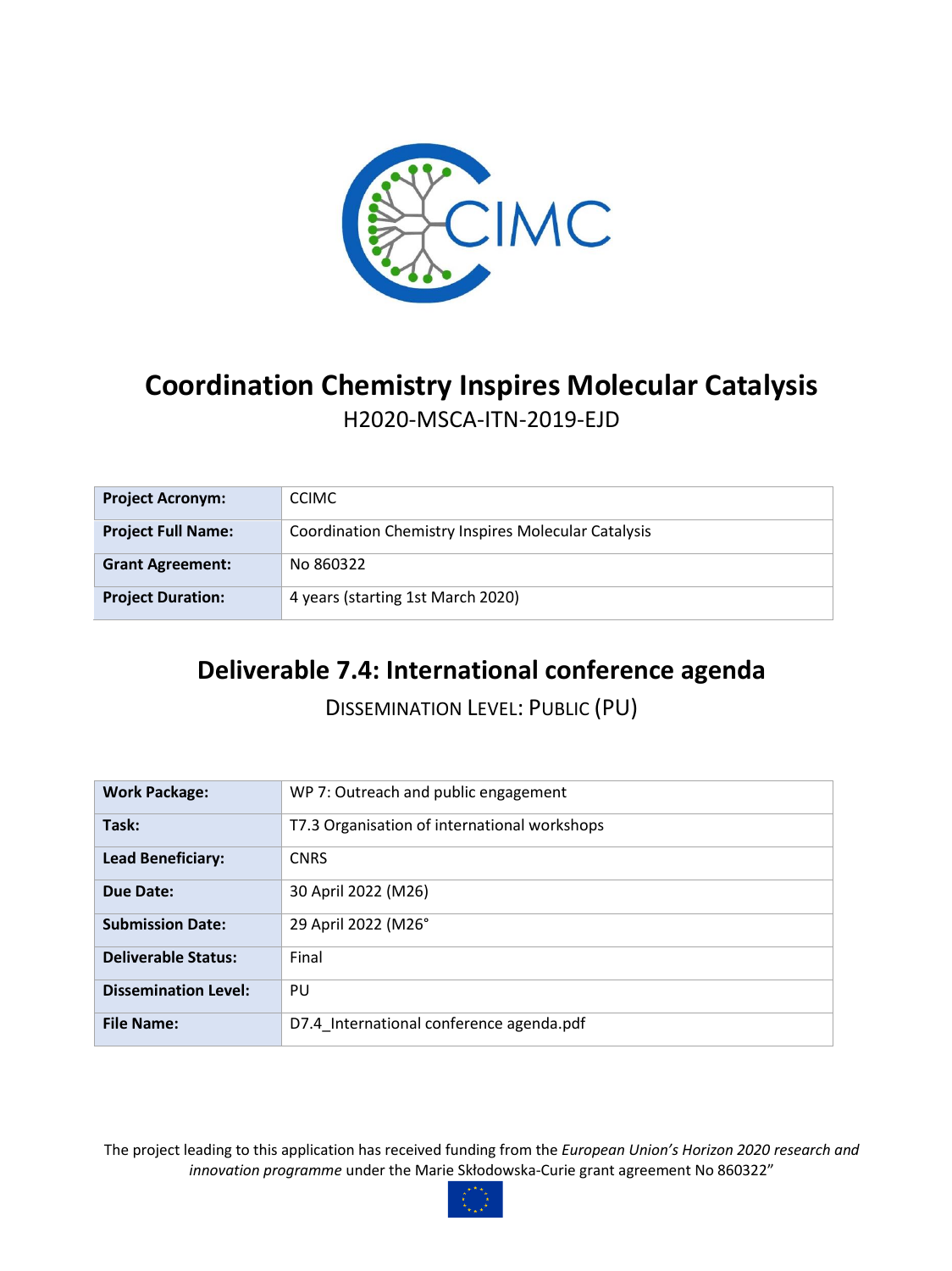# Coordination Chemistry Inspires Molecular Catalysis

H2020-MSCA-ITN-2019-EJD

| Project Acronym: | CCIMC |
|---|---|
| Project Full Name: | Coordination Chemistry Inspires Molecular Catalysis |
| Grant Agreement: | No 860322 |
| Project Duration: | 4 years (starting 1st March 2020) |

## Deliverable 7.4: International conference agenda

DISSEMINATION LEVEL: PUBLIC (PU)

| Work Package: | WP 7: Outreach and public engagement |
|---|---|
| Task: | T7.3 Organisation of international workshops |
| Lead Beneficiary: | CNRS |
| Due Date: | 30 April 2022 (M26) |
| Submission Date: | 29 April 2022 (M26° |
| Deliverable Status: | Final |
| Dissemination Level: | PU |
| File Name: | D7.4_International conference agenda.pdf |

The project leading to this application has received funding from the *European Union's Horizon 2020 research and innovation programme* under the Marie Skłodowska-Curie grant agreement No 860322"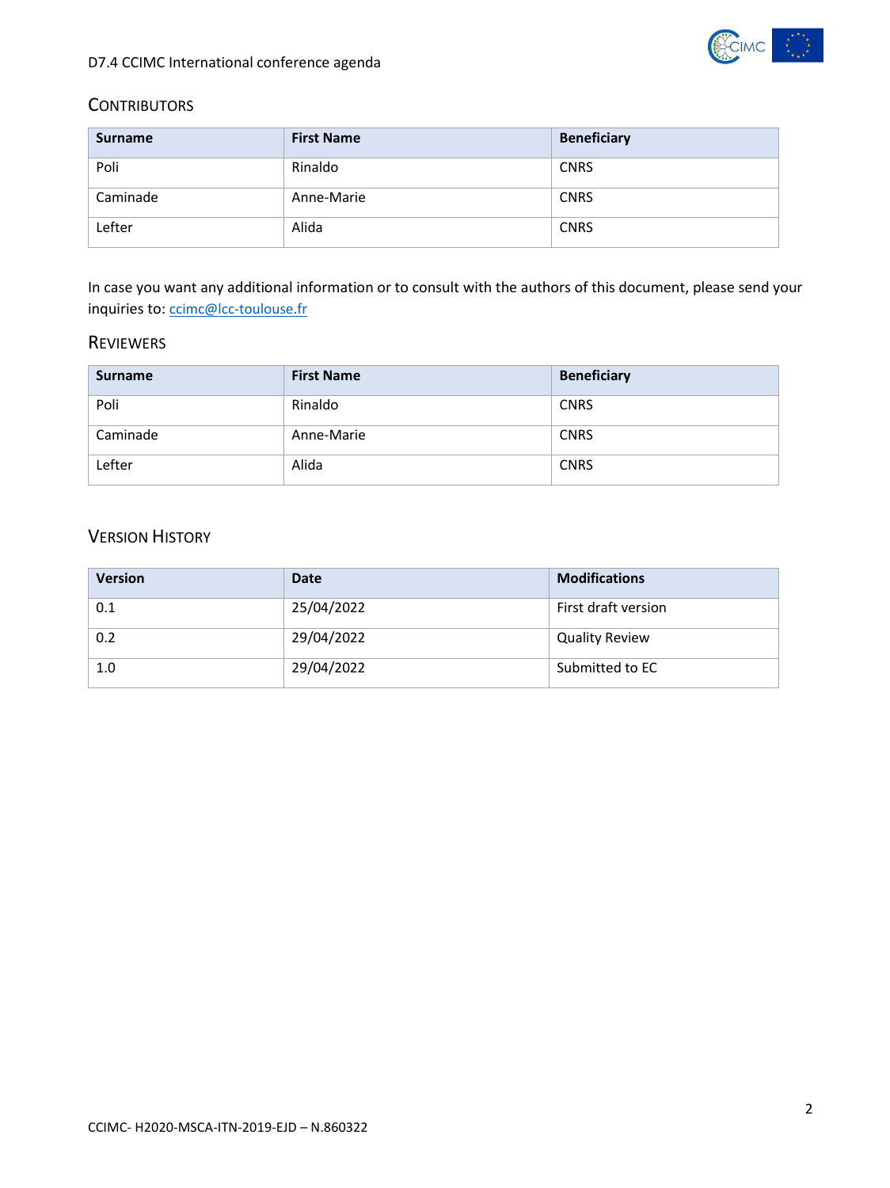## Contributors

| Surname | First Name | Beneficiary |
| --- | --- | --- |
| Poli | Rinaldo | CNRS |
| Caminade | Anne-Marie | CNRS |
| Lefter | Alida | CNRS |

In case you want any additional information or to consult with the authors of this document, please send your inquiries to: ccimc@lcc-toulouse.fr

## Reviewers

| Surname | First Name | Beneficiary |
| --- | --- | --- |
| Poli | Rinaldo | CNRS |
| Caminade | Anne-Marie | CNRS |
| Lefter | Alida | CNRS |

## Version History

| Version | Date | Modifications |
| --- | --- | --- |
| 0.1 | 25/04/2022 | First draft version |
| 0.2 | 29/04/2022 | Quality Review |
| 1.0 | 29/04/2022 | Submitted to EC |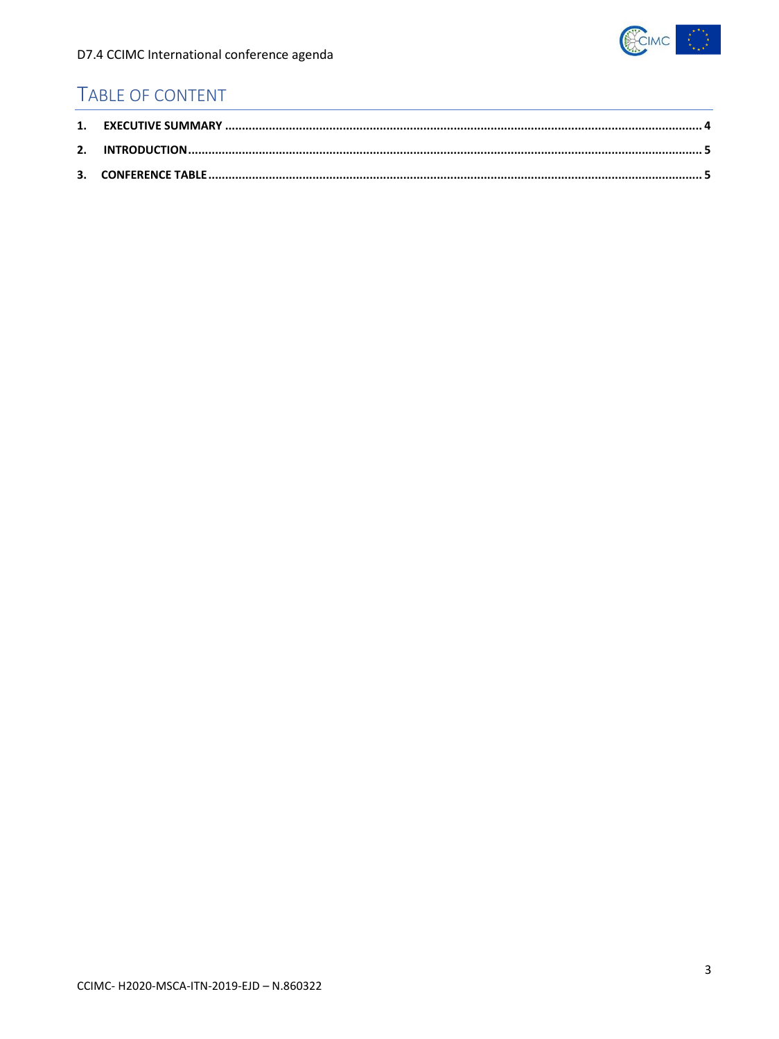# TABLE OF CONTENT

1. **EXECUTIVE SUMMARY** ........................................................................................................ 4
2. **INTRODUCTION** ................................................................................................................. 5
3. **CONFERENCE TABLE** ......................................................................................................... 5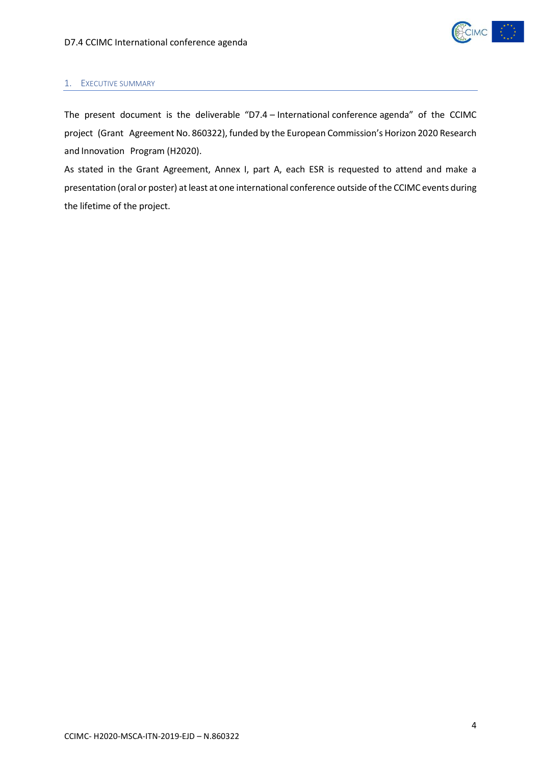## 1. Executive Summary

The present document is the deliverable "D7.4 – International conference agenda" of the CCIMC project (Grant Agreement No. 860322), funded by the European Commission's Horizon 2020 Research and Innovation Program (H2020).

As stated in the Grant Agreement, Annex I, part A, each ESR is requested to attend and make a presentation (oral or poster) at least at one international conference outside of the CCIMC events during the lifetime of the project.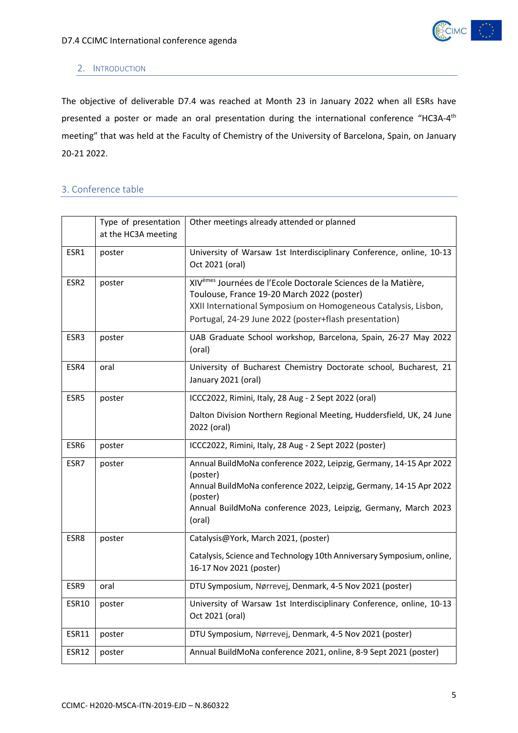## 2. Introduction

The objective of deliverable D7.4 was reached at Month 23 in January 2022 when all ESRs have presented a poster or made an oral presentation during the international conference "HC3A-4th meeting" that was held at the Faculty of Chemistry of the University of Barcelona, Spain, on January 20-21 2022.

## 3. Conference table

| | Type of presentation at the HC3A meeting | Other meetings already attended or planned |
|---|---|---|
| ESR1 | poster | University of Warsaw 1st Interdisciplinary Conference, online, 10-13 Oct 2021 (oral) |
| ESR2 | poster | XIVèmes Journées de l'Ecole Doctorale Sciences de la Matière, Toulouse, France 19-20 March 2022 (poster)<br>XXII International Symposium on Homogeneous Catalysis, Lisbon, Portugal, 24-29 June 2022 (poster+flash presentation) |
| ESR3 | poster | UAB Graduate School workshop, Barcelona, Spain, 26-27 May 2022 (oral) |
| ESR4 | oral | University of Bucharest Chemistry Doctorate school, Bucharest, 21 January 2021 (oral) |
| ESR5 | poster | ICCC2022, Rimini, Italy, 28 Aug - 2 Sept 2022 (oral)<br>Dalton Division Northern Regional Meeting, Huddersfield, UK, 24 June 2022 (oral) |
| ESR6 | poster | ICCC2022, Rimini, Italy, 28 Aug - 2 Sept 2022 (poster) |
| ESR7 | poster | Annual BuildMoNa conference 2022, Leipzig, Germany, 14-15 Apr 2022 (poster)<br>Annual BuildMoNa conference 2022, Leipzig, Germany, 14-15 Apr 2022 (poster)<br>Annual BuildMoNa conference 2023, Leipzig, Germany, March 2023 (oral) |
| ESR8 | poster | Catalysis@York, March 2021, (poster)<br>Catalysis, Science and Technology 10th Anniversary Symposium, online, 16-17 Nov 2021 (poster) |
| ESR9 | oral | DTU Symposium, Nørrevej, Denmark, 4-5 Nov 2021 (poster) |
| ESR10 | poster | University of Warsaw 1st Interdisciplinary Conference, online, 10-13 Oct 2021 (oral) |
| ESR11 | poster | DTU Symposium, Nørrevej, Denmark, 4-5 Nov 2021 (poster) |
| ESR12 | poster | Annual BuildMoNa conference 2021, online, 8-9 Sept 2021 (poster) |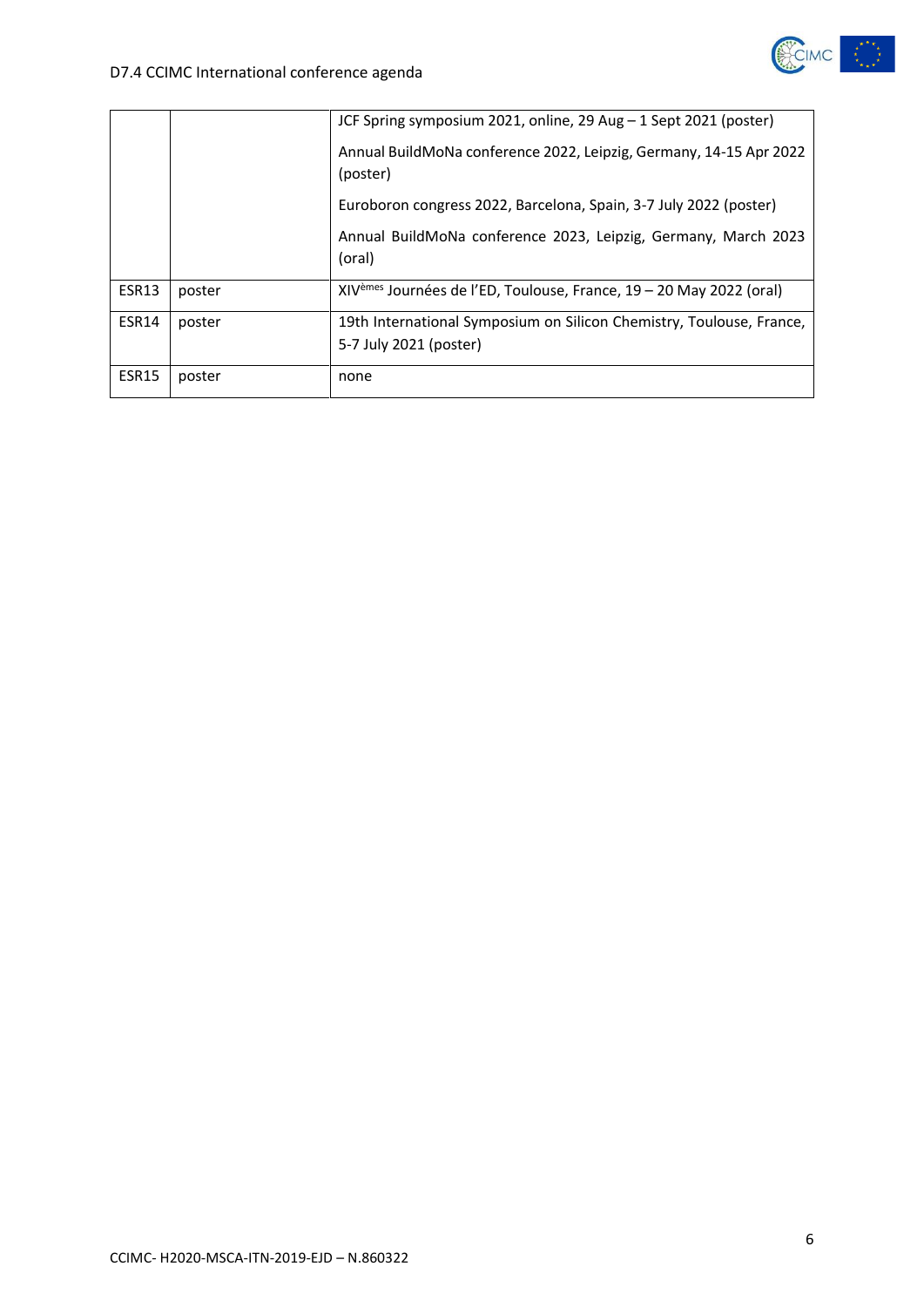| | | |
|---|---|---|
| | | JCF Spring symposium 2021, online, 29 Aug – 1 Sept 2021 (poster)<br>Annual BuildMoNa conference 2022, Leipzig, Germany, 14-15 Apr 2022 (poster)<br>Euroboron congress 2022, Barcelona, Spain, 3-7 July 2022 (poster)<br>Annual BuildMoNa conference 2023, Leipzig, Germany, March 2023 (oral) |
| ESR13 | poster | XIV$^{èmes}$ Journées de l'ED, Toulouse, France, 19 – 20 May 2022 (oral) |
| ESR14 | poster | 19th International Symposium on Silicon Chemistry, Toulouse, France, 5-7 July 2021 (poster) |
| ESR15 | poster | none |